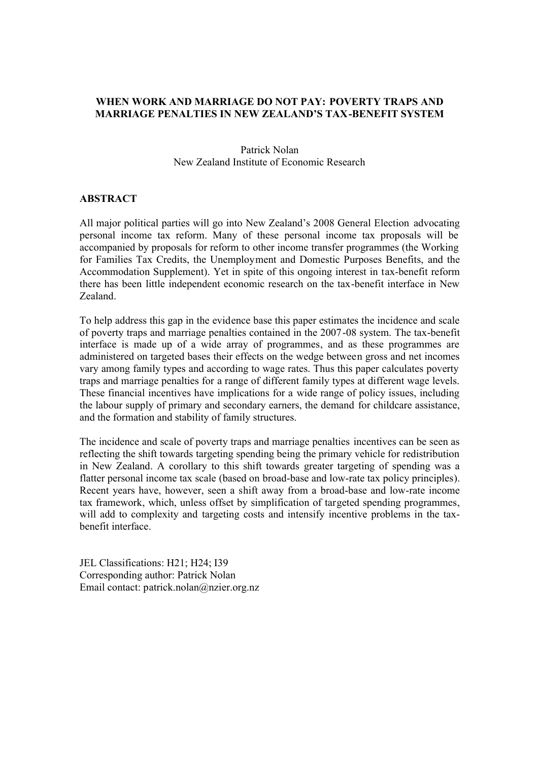# WHEN WORK AND MARRIAGE DO NOT PAY: POVERTY TRAPS AND MARRIAGE PENALTIES IN NEW ZEALAND'S TAX-BENEFIT SYSTEM

Patrick Nolan
New Zealand Institute of Economic Research

## ABSTRACT

All major political parties will go into New Zealand's 2008 General Election advocating personal income tax reform. Many of these personal income tax proposals will be accompanied by proposals for reform to other income transfer programmes (the Working for Families Tax Credits, the Unemployment and Domestic Purposes Benefits, and the Accommodation Supplement). Yet in spite of this ongoing interest in tax-benefit reform there has been little independent economic research on the tax-benefit interface in New Zealand.

To help address this gap in the evidence base this paper estimates the incidence and scale of poverty traps and marriage penalties contained in the 2007-08 system. The tax-benefit interface is made up of a wide array of programmes, and as these programmes are administered on targeted bases their effects on the wedge between gross and net incomes vary among family types and according to wage rates. Thus this paper calculates poverty traps and marriage penalties for a range of different family types at different wage levels. These financial incentives have implications for a wide range of policy issues, including the labour supply of primary and secondary earners, the demand for childcare assistance, and the formation and stability of family structures.

The incidence and scale of poverty traps and marriage penalties incentives can be seen as reflecting the shift towards targeting spending being the primary vehicle for redistribution in New Zealand. A corollary to this shift towards greater targeting of spending was a flatter personal income tax scale (based on broad-base and low-rate tax policy principles). Recent years have, however, seen a shift away from a broad-base and low-rate income tax framework, which, unless offset by simplification of targeted spending programmes, will add to complexity and targeting costs and intensify incentive problems in the tax-benefit interface.

JEL Classifications: H21; H24; I39
Corresponding author: Patrick Nolan
Email contact: patrick.nolan@nzier.org.nz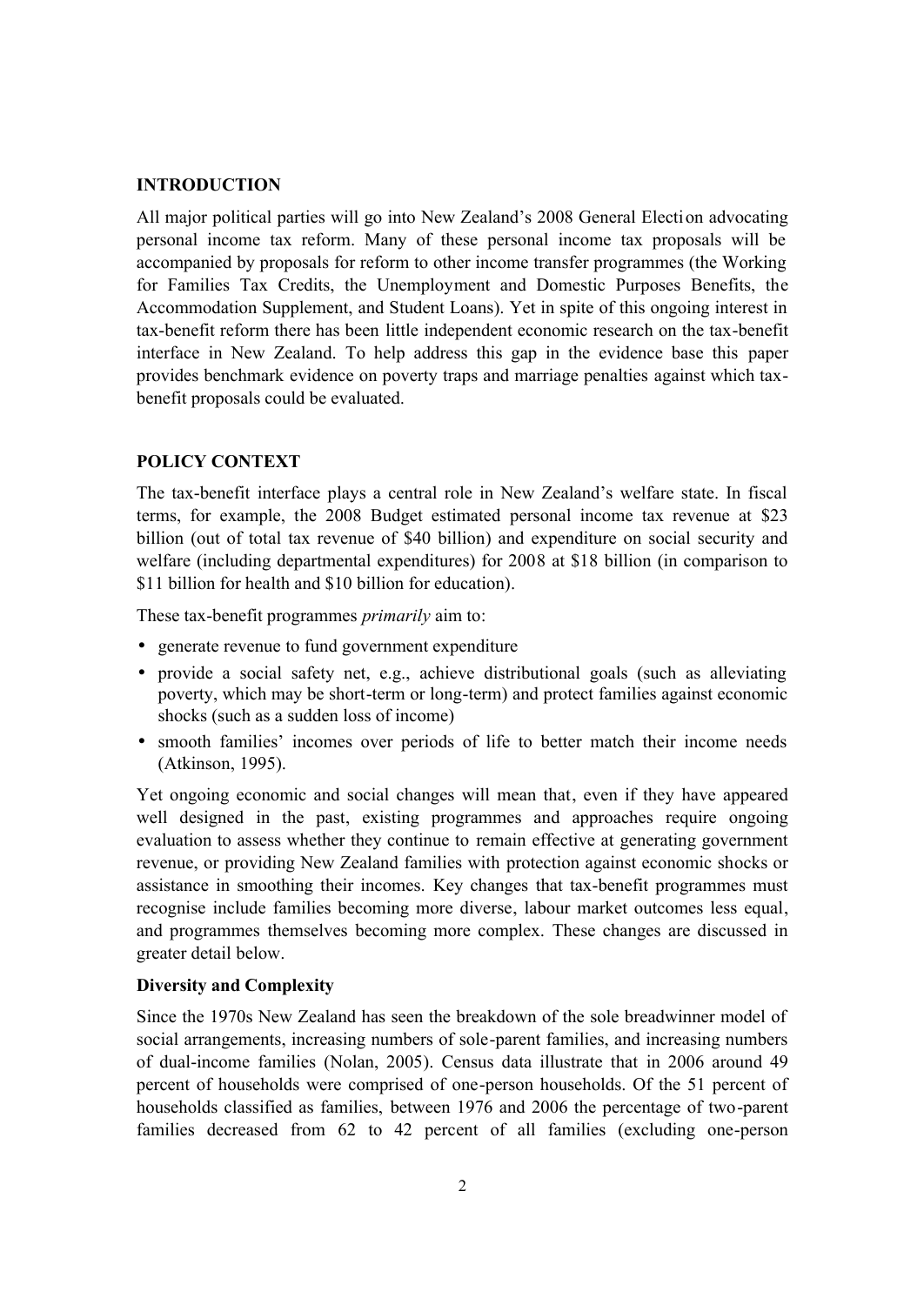## INTRODUCTION

All major political parties will go into New Zealand's 2008 General Election advocating personal income tax reform. Many of these personal income tax proposals will be accompanied by proposals for reform to other income transfer programmes (the Working for Families Tax Credits, the Unemployment and Domestic Purposes Benefits, the Accommodation Supplement, and Student Loans). Yet in spite of this ongoing interest in tax-benefit reform there has been little independent economic research on the tax-benefit interface in New Zealand. To help address this gap in the evidence base this paper provides benchmark evidence on poverty traps and marriage penalties against which tax-benefit proposals could be evaluated.

## POLICY CONTEXT

The tax-benefit interface plays a central role in New Zealand's welfare state. In fiscal terms, for example, the 2008 Budget estimated personal income tax revenue at $23 billion (out of total tax revenue of $40 billion) and expenditure on social security and welfare (including departmental expenditures) for 2008 at $18 billion (in comparison to $11 billion for health and $10 billion for education).

These tax-benefit programmes *primarily* aim to:

- generate revenue to fund government expenditure
- provide a social safety net, e.g., achieve distributional goals (such as alleviating poverty, which may be short-term or long-term) and protect families against economic shocks (such as a sudden loss of income)
- smooth families' incomes over periods of life to better match their income needs (Atkinson, 1995).

Yet ongoing economic and social changes will mean that, even if they have appeared well designed in the past, existing programmes and approaches require ongoing evaluation to assess whether they continue to remain effective at generating government revenue, or providing New Zealand families with protection against economic shocks or assistance in smoothing their incomes. Key changes that tax-benefit programmes must recognise include families becoming more diverse, labour market outcomes less equal, and programmes themselves becoming more complex. These changes are discussed in greater detail below.

### Diversity and Complexity

Since the 1970s New Zealand has seen the breakdown of the sole breadwinner model of social arrangements, increasing numbers of sole-parent families, and increasing numbers of dual-income families (Nolan, 2005). Census data illustrate that in 2006 around 49 percent of households were comprised of one-person households. Of the 51 percent of households classified as families, between 1976 and 2006 the percentage of two-parent families decreased from 62 to 42 percent of all families (excluding one-person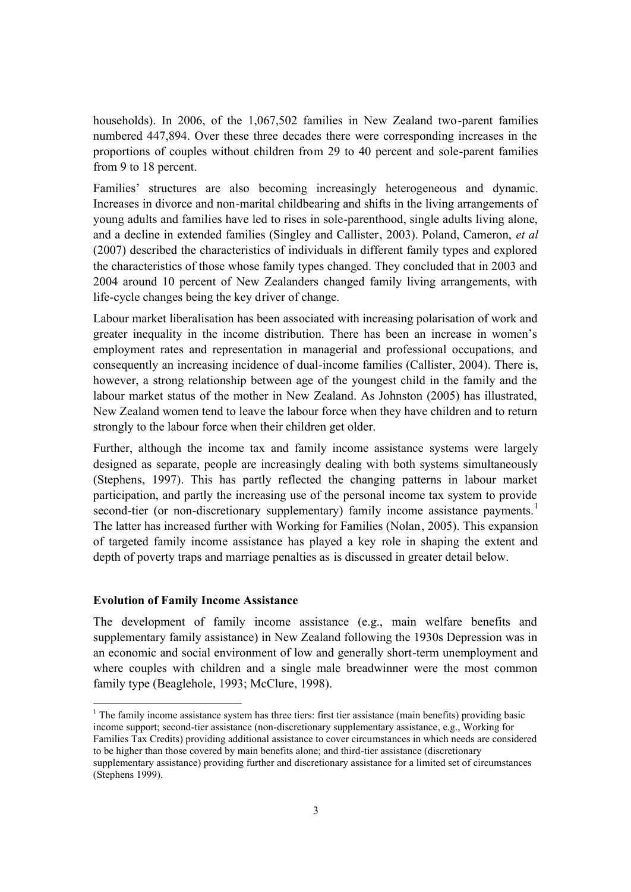households). In 2006, of the 1,067,502 families in New Zealand two-parent families numbered 447,894. Over these three decades there were corresponding increases in the proportions of couples without children from 29 to 40 percent and sole-parent families from 9 to 18 percent.

Families' structures are also becoming increasingly heterogeneous and dynamic. Increases in divorce and non-marital childbearing and shifts in the living arrangements of young adults and families have led to rises in sole-parenthood, single adults living alone, and a decline in extended families (Singley and Callister, 2003). Poland, Cameron, *et al* (2007) described the characteristics of individuals in different family types and explored the characteristics of those whose family types changed. They concluded that in 2003 and 2004 around 10 percent of New Zealanders changed family living arrangements, with life-cycle changes being the key driver of change.

Labour market liberalisation has been associated with increasing polarisation of work and greater inequality in the income distribution. There has been an increase in women's employment rates and representation in managerial and professional occupations, and consequently an increasing incidence of dual-income families (Callister, 2004). There is, however, a strong relationship between age of the youngest child in the family and the labour market status of the mother in New Zealand. As Johnston (2005) has illustrated, New Zealand women tend to leave the labour force when they have children and to return strongly to the labour force when their children get older.

Further, although the income tax and family income assistance systems were largely designed as separate, people are increasingly dealing with both systems simultaneously (Stephens, 1997). This has partly reflected the changing patterns in labour market participation, and partly the increasing use of the personal income tax system to provide second-tier (or non-discretionary supplementary) family income assistance payments.[1] The latter has increased further with Working for Families (Nolan, 2005). This expansion of targeted family income assistance has played a key role in shaping the extent and depth of poverty traps and marriage penalties as is discussed in greater detail below.

**Evolution of Family Income Assistance**

The development of family income assistance (e.g., main welfare benefits and supplementary family assistance) in New Zealand following the 1930s Depression was in an economic and social environment of low and generally short-term unemployment and where couples with children and a single male breadwinner were the most common family type (Beaglehole, 1993; McClure, 1998).

[1] The family income assistance system has three tiers: first tier assistance (main benefits) providing basic income support; second-tier assistance (non-discretionary supplementary assistance, e.g., Working for Families Tax Credits) providing additional assistance to cover circumstances in which needs are considered to be higher than those covered by main benefits alone; and third-tier assistance (discretionary supplementary assistance) providing further and discretionary assistance for a limited set of circumstances (Stephens 1999).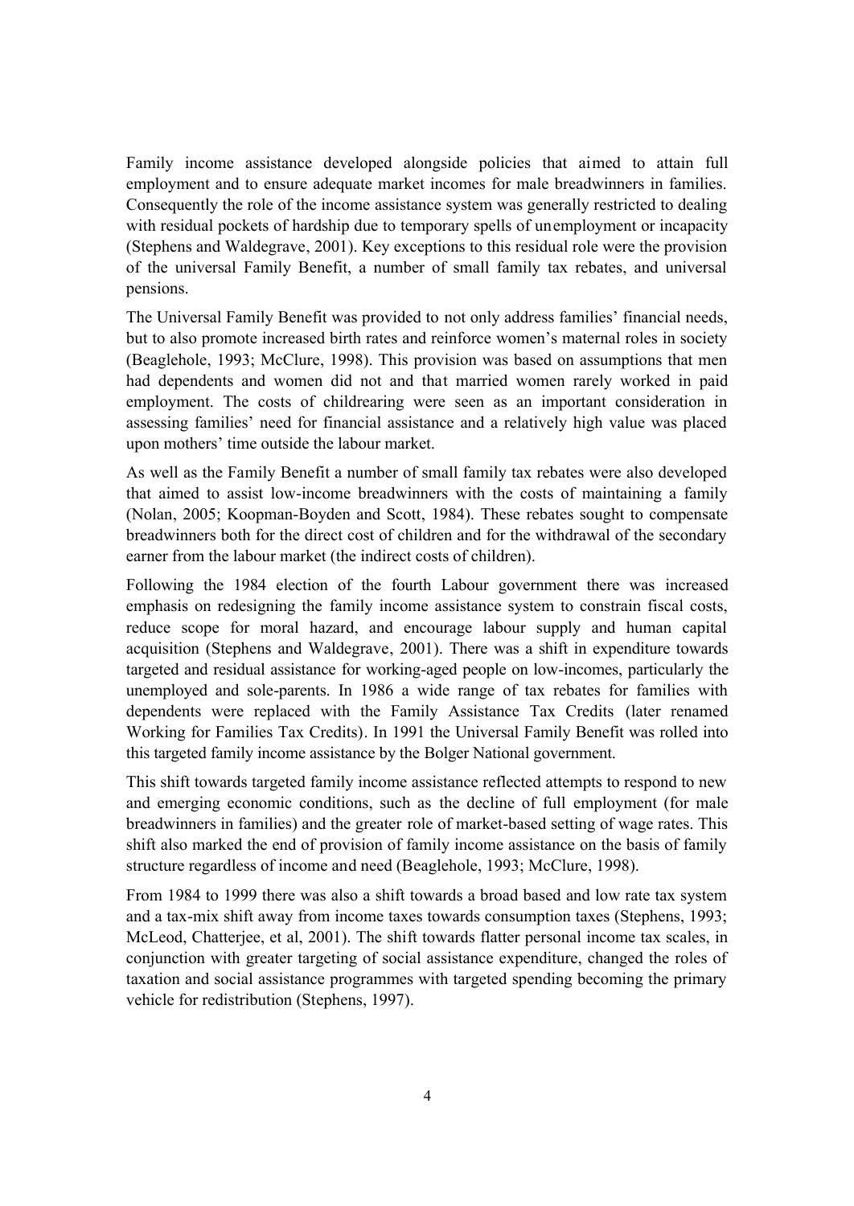Family income assistance developed alongside policies that aimed to attain full employment and to ensure adequate market incomes for male breadwinners in families. Consequently the role of the income assistance system was generally restricted to dealing with residual pockets of hardship due to temporary spells of unemployment or incapacity (Stephens and Waldegrave, 2001). Key exceptions to this residual role were the provision of the universal Family Benefit, a number of small family tax rebates, and universal pensions.

The Universal Family Benefit was provided to not only address families' financial needs, but to also promote increased birth rates and reinforce women's maternal roles in society (Beaglehole, 1993; McClure, 1998). This provision was based on assumptions that men had dependents and women did not and that married women rarely worked in paid employment. The costs of childrearing were seen as an important consideration in assessing families' need for financial assistance and a relatively high value was placed upon mothers' time outside the labour market.

As well as the Family Benefit a number of small family tax rebates were also developed that aimed to assist low-income breadwinners with the costs of maintaining a family (Nolan, 2005; Koopman-Boyden and Scott, 1984). These rebates sought to compensate breadwinners both for the direct cost of children and for the withdrawal of the secondary earner from the labour market (the indirect costs of children).

Following the 1984 election of the fourth Labour government there was increased emphasis on redesigning the family income assistance system to constrain fiscal costs, reduce scope for moral hazard, and encourage labour supply and human capital acquisition (Stephens and Waldegrave, 2001). There was a shift in expenditure towards targeted and residual assistance for working-aged people on low-incomes, particularly the unemployed and sole-parents. In 1986 a wide range of tax rebates for families with dependents were replaced with the Family Assistance Tax Credits (later renamed Working for Families Tax Credits). In 1991 the Universal Family Benefit was rolled into this targeted family income assistance by the Bolger National government.

This shift towards targeted family income assistance reflected attempts to respond to new and emerging economic conditions, such as the decline of full employment (for male breadwinners in families) and the greater role of market-based setting of wage rates. This shift also marked the end of provision of family income assistance on the basis of family structure regardless of income and need (Beaglehole, 1993; McClure, 1998).

From 1984 to 1999 there was also a shift towards a broad based and low rate tax system and a tax-mix shift away from income taxes towards consumption taxes (Stephens, 1993; McLeod, Chatterjee, et al, 2001). The shift towards flatter personal income tax scales, in conjunction with greater targeting of social assistance expenditure, changed the roles of taxation and social assistance programmes with targeted spending becoming the primary vehicle for redistribution (Stephens, 1997).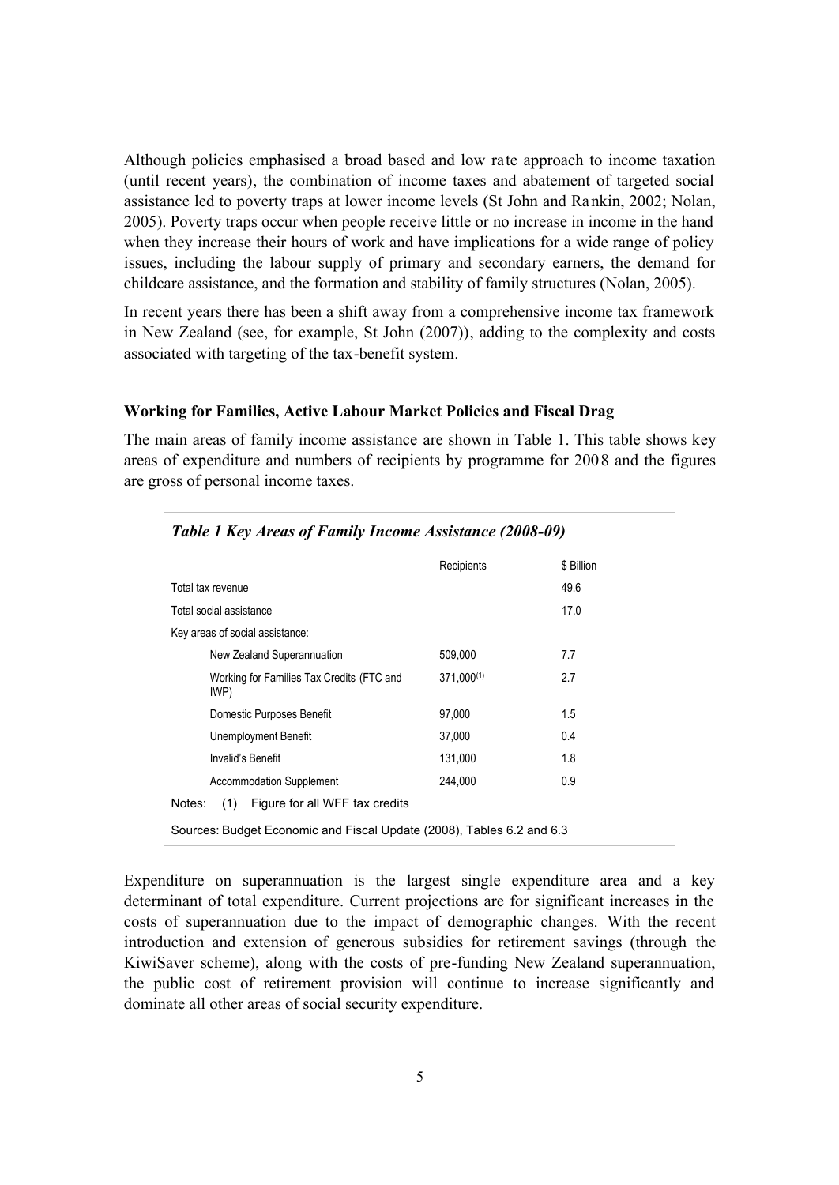Although policies emphasised a broad based and low rate approach to income taxation (until recent years), the combination of income taxes and abatement of targeted social assistance led to poverty traps at lower income levels (St John and Rankin, 2002; Nolan, 2005). Poverty traps occur when people receive little or no increase in income in the hand when they increase their hours of work and have implications for a wide range of policy issues, including the labour supply of primary and secondary earners, the demand for childcare assistance, and the formation and stability of family structures (Nolan, 2005).

In recent years there has been a shift away from a comprehensive income tax framework in New Zealand (see, for example, St John (2007)), adding to the complexity and costs associated with targeting of the tax-benefit system.

### Working for Families, Active Labour Market Policies and Fiscal Drag

The main areas of family income assistance are shown in Table 1. This table shows key areas of expenditure and numbers of recipients by programme for 2008 and the figures are gross of personal income taxes.

***Table 1 Key Areas of Family Income Assistance (2008-09)***

| | Recipients | $ Billion |
|---|---|---|
| Total tax revenue | | 49.6 |
| Total social assistance | | 17.0 |
| Key areas of social assistance: | | |
| New Zealand Superannuation | 509,000 | 7.7 |
| Working for Families Tax Credits (FTC and IWP) | 371,000[(1)] | 2.7 |
| Domestic Purposes Benefit | 97,000 | 1.5 |
| Unemployment Benefit | 37,000 | 0.4 |
| Invalid's Benefit | 131,000 | 1.8 |
| Accommodation Supplement | 244,000 | 0.9 |

Notes: (1) Figure for all WFF tax credits

Sources: Budget Economic and Fiscal Update (2008), Tables 6.2 and 6.3

Expenditure on superannuation is the largest single expenditure area and a key determinant of total expenditure. Current projections are for significant increases in the costs of superannuation due to the impact of demographic changes. With the recent introduction and extension of generous subsidies for retirement savings (through the KiwiSaver scheme), along with the costs of pre-funding New Zealand superannuation, the public cost of retirement provision will continue to increase significantly and dominate all other areas of social security expenditure.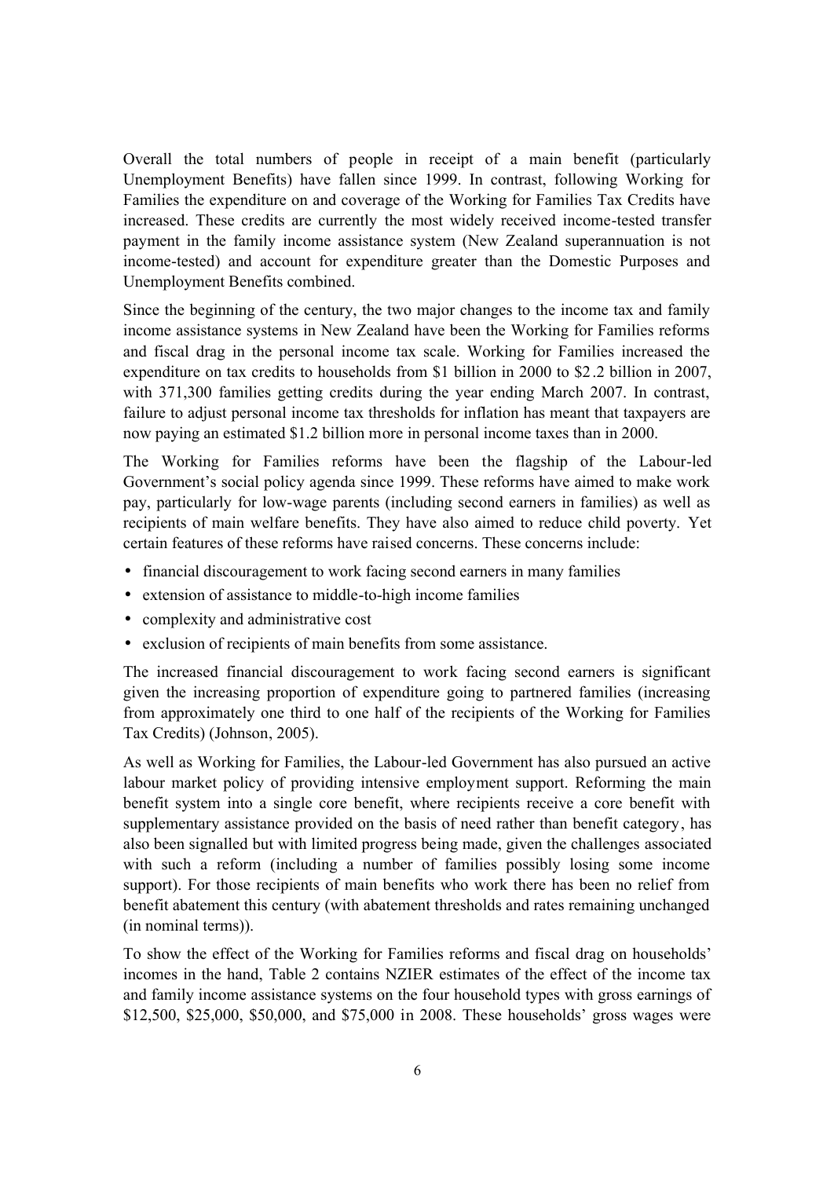Overall the total numbers of people in receipt of a main benefit (particularly Unemployment Benefits) have fallen since 1999. In contrast, following Working for Families the expenditure on and coverage of the Working for Families Tax Credits have increased. These credits are currently the most widely received income-tested transfer payment in the family income assistance system (New Zealand superannuation is not income-tested) and account for expenditure greater than the Domestic Purposes and Unemployment Benefits combined.

Since the beginning of the century, the two major changes to the income tax and family income assistance systems in New Zealand have been the Working for Families reforms and fiscal drag in the personal income tax scale. Working for Families increased the expenditure on tax credits to households from $1 billion in 2000 to $2.2 billion in 2007, with 371,300 families getting credits during the year ending March 2007. In contrast, failure to adjust personal income tax thresholds for inflation has meant that taxpayers are now paying an estimated $1.2 billion more in personal income taxes than in 2000.

The Working for Families reforms have been the flagship of the Labour-led Government's social policy agenda since 1999. These reforms have aimed to make work pay, particularly for low-wage parents (including second earners in families) as well as recipients of main welfare benefits. They have also aimed to reduce child poverty. Yet certain features of these reforms have raised concerns. These concerns include:

- financial discouragement to work facing second earners in many families
- extension of assistance to middle-to-high income families
- complexity and administrative cost
- exclusion of recipients of main benefits from some assistance.

The increased financial discouragement to work facing second earners is significant given the increasing proportion of expenditure going to partnered families (increasing from approximately one third to one half of the recipients of the Working for Families Tax Credits) (Johnson, 2005).

As well as Working for Families, the Labour-led Government has also pursued an active labour market policy of providing intensive employment support. Reforming the main benefit system into a single core benefit, where recipients receive a core benefit with supplementary assistance provided on the basis of need rather than benefit category, has also been signalled but with limited progress being made, given the challenges associated with such a reform (including a number of families possibly losing some income support). For those recipients of main benefits who work there has been no relief from benefit abatement this century (with abatement thresholds and rates remaining unchanged (in nominal terms)).

To show the effect of the Working for Families reforms and fiscal drag on households' incomes in the hand, Table 2 contains NZIER estimates of the effect of the income tax and family income assistance systems on the four household types with gross earnings of $12,500, $25,000, $50,000, and $75,000 in 2008. These households' gross wages were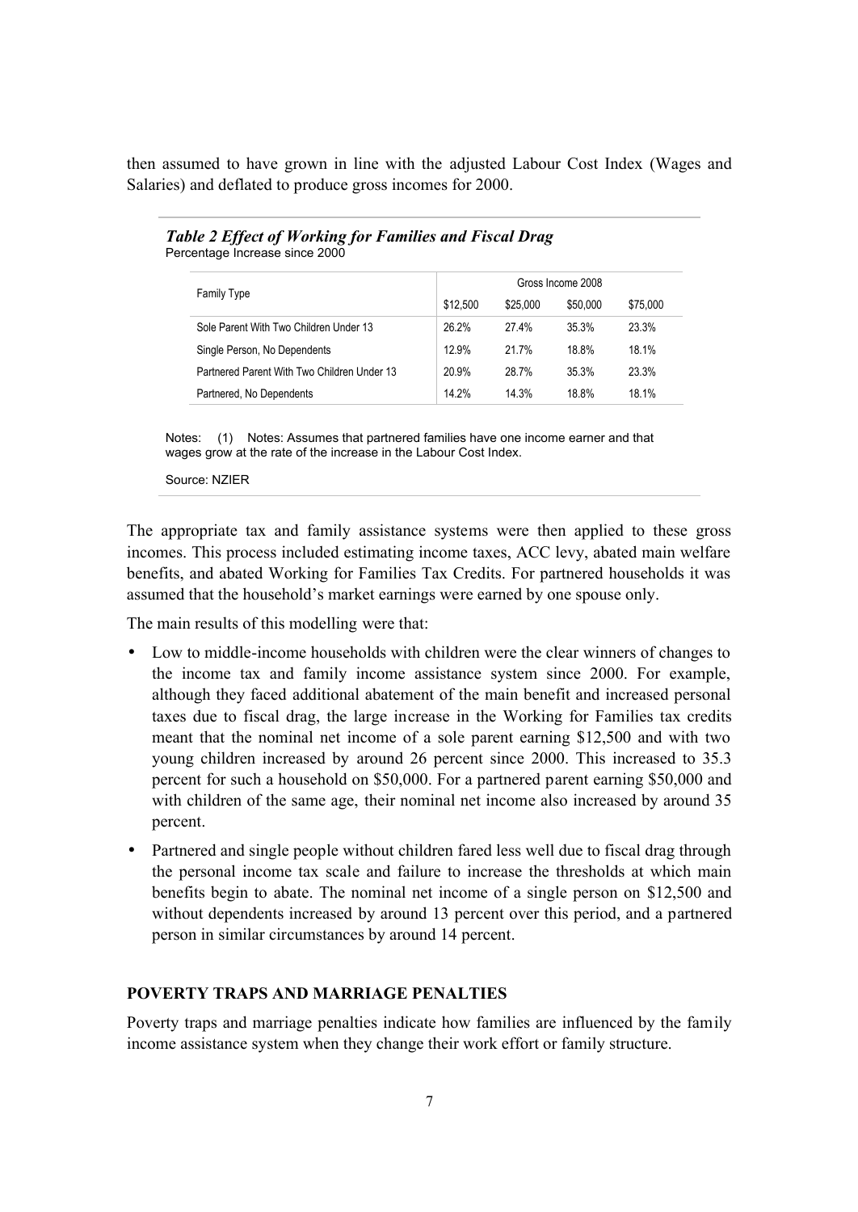then assumed to have grown in line with the adjusted Labour Cost Index (Wages and Salaries) and deflated to produce gross incomes for 2000.

***Table 2 Effect of Working for Families and Fiscal Drag***
Percentage Increase since 2000

| Family Type | Gross Income 2008 | | | |
|---|---|---|---|---|
| | $12,500 | $25,000 | $50,000 | $75,000 |
| Sole Parent With Two Children Under 13 | 26.2% | 27.4% | 35.3% | 23.3% |
| Single Person, No Dependents | 12.9% | 21.7% | 18.8% | 18.1% |
| Partnered Parent With Two Children Under 13 | 20.9% | 28.7% | 35.3% | 23.3% |
| Partnered, No Dependents | 14.2% | 14.3% | 18.8% | 18.1% |

Notes: (1) Notes: Assumes that partnered families have one income earner and that wages grow at the rate of the increase in the Labour Cost Index.

Source: NZIER

The appropriate tax and family assistance systems were then applied to these gross incomes. This process included estimating income taxes, ACC levy, abated main welfare benefits, and abated Working for Families Tax Credits. For partnered households it was assumed that the household's market earnings were earned by one spouse only.

The main results of this modelling were that:

- Low to middle-income households with children were the clear winners of changes to the income tax and family income assistance system since 2000. For example, although they faced additional abatement of the main benefit and increased personal taxes due to fiscal drag, the large increase in the Working for Families tax credits meant that the nominal net income of a sole parent earning $12,500 and with two young children increased by around 26 percent since 2000. This increased to 35.3 percent for such a household on $50,000. For a partnered parent earning $50,000 and with children of the same age, their nominal net income also increased by around 35 percent.
- Partnered and single people without children fared less well due to fiscal drag through the personal income tax scale and failure to increase the thresholds at which main benefits begin to abate. The nominal net income of a single person on $12,500 and without dependents increased by around 13 percent over this period, and a partnered person in similar circumstances by around 14 percent.

## POVERTY TRAPS AND MARRIAGE PENALTIES

Poverty traps and marriage penalties indicate how families are influenced by the family income assistance system when they change their work effort or family structure.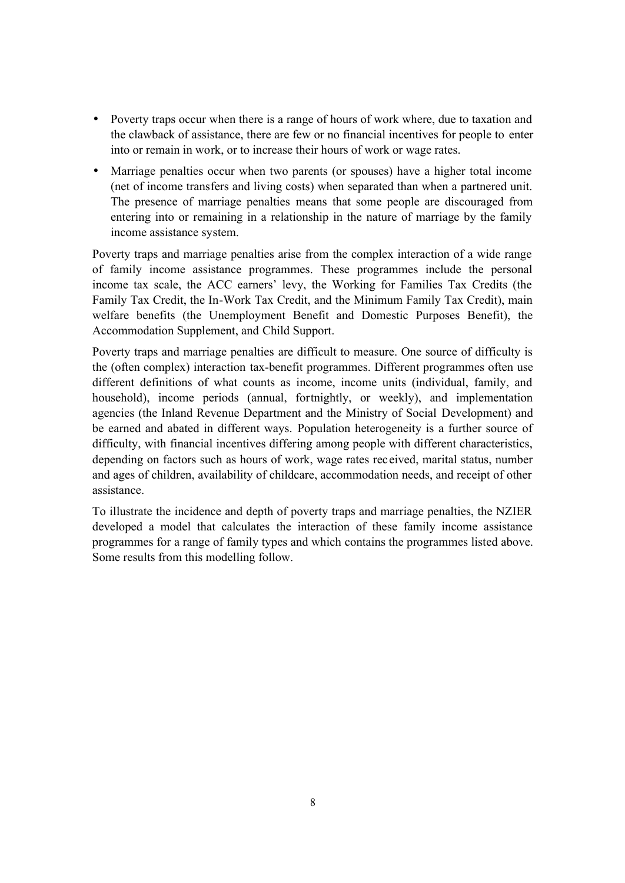- Poverty traps occur when there is a range of hours of work where, due to taxation and the clawback of assistance, there are few or no financial incentives for people to enter into or remain in work, or to increase their hours of work or wage rates.
- Marriage penalties occur when two parents (or spouses) have a higher total income (net of income transfers and living costs) when separated than when a partnered unit. The presence of marriage penalties means that some people are discouraged from entering into or remaining in a relationship in the nature of marriage by the family income assistance system.

Poverty traps and marriage penalties arise from the complex interaction of a wide range of family income assistance programmes. These programmes include the personal income tax scale, the ACC earners' levy, the Working for Families Tax Credits (the Family Tax Credit, the In-Work Tax Credit, and the Minimum Family Tax Credit), main welfare benefits (the Unemployment Benefit and Domestic Purposes Benefit), the Accommodation Supplement, and Child Support.

Poverty traps and marriage penalties are difficult to measure. One source of difficulty is the (often complex) interaction tax-benefit programmes. Different programmes often use different definitions of what counts as income, income units (individual, family, and household), income periods (annual, fortnightly, or weekly), and implementation agencies (the Inland Revenue Department and the Ministry of Social Development) and be earned and abated in different ways. Population heterogeneity is a further source of difficulty, with financial incentives differing among people with different characteristics, depending on factors such as hours of work, wage rates received, marital status, number and ages of children, availability of childcare, accommodation needs, and receipt of other assistance.

To illustrate the incidence and depth of poverty traps and marriage penalties, the NZIER developed a model that calculates the interaction of these family income assistance programmes for a range of family types and which contains the programmes listed above. Some results from this modelling follow.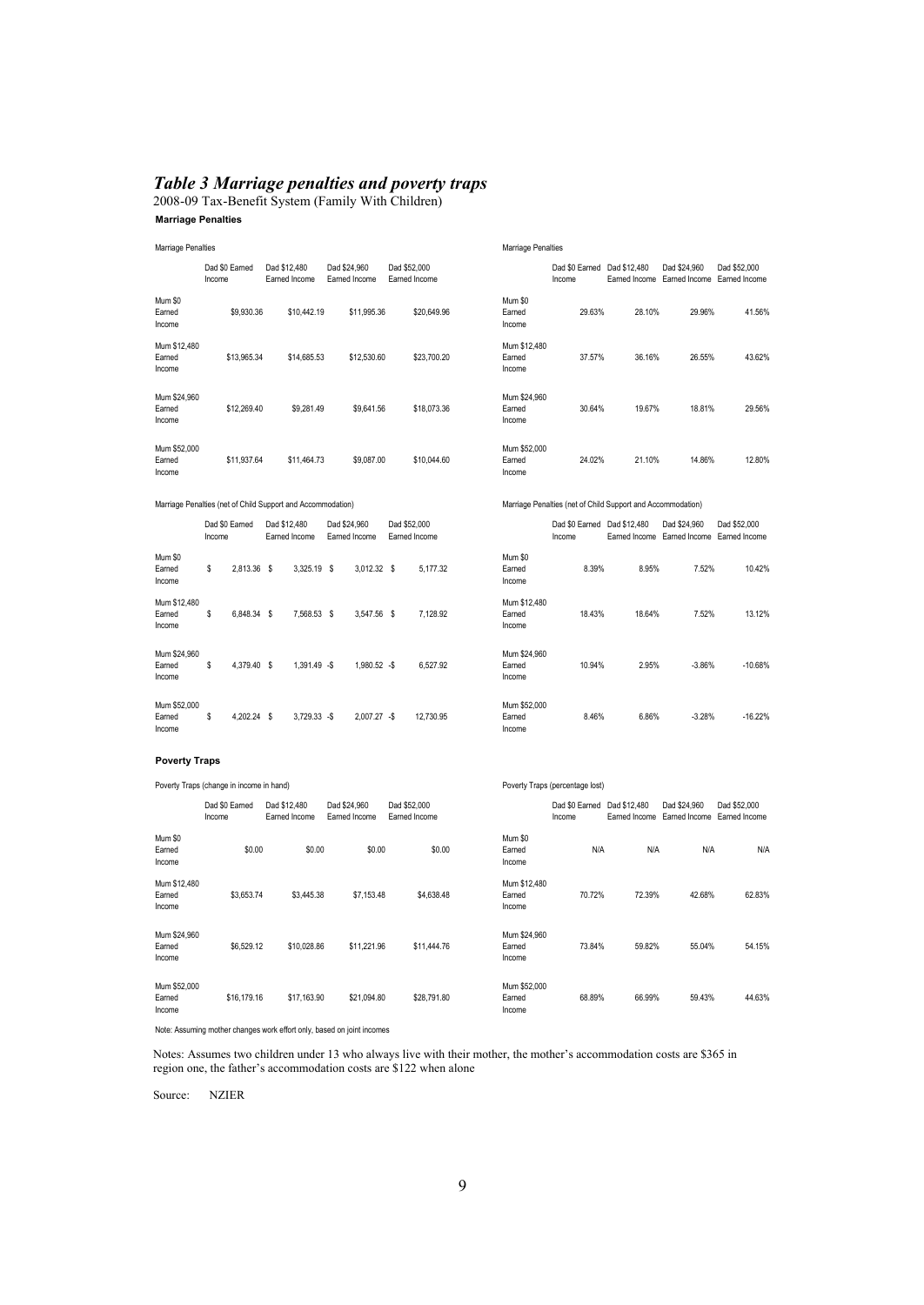# *Table 3 Marriage penalties and poverty traps*

2008-09 Tax-Benefit System (Family With Children)

**Marriage Penalties**

Marriage Penalties

| | Dad $0 Earned Income | Dad $12,480 Earned Income | Dad $24,960 Earned Income | Dad $52,000 Earned Income |
|---|---|---|---|---|
| Mum $0 Earned Income | $9,930.36 | $10,442.19 | $11,995.36 | $20,649.96 |
| Mum $12,480 Earned Income | $13,965.34 | $14,685.53 | $12,530.60 | $23,700.20 |
| Mum $24,960 Earned Income | $12,269.40 | $9,281.49 | $9,641.56 | $18,073.36 |
| Mum $52,000 Earned Income | $11,937.64 | $11,464.73 | $9,087.00 | $10,044.60 |

Marriage Penalties

| | Dad $0 Earned Income | Dad $12,480 Earned Income | Dad $24,960 Earned Income | Dad $52,000 Earned Income |
|---|---|---|---|---|
| Mum $0 Earned Income | 29.63% | 28.10% | 29.96% | 41.56% |
| Mum $12,480 Earned Income | 37.57% | 36.16% | 26.55% | 43.62% |
| Mum $24,960 Earned Income | 30.64% | 19.67% | 18.81% | 29.56% |
| Mum $52,000 Earned Income | 24.02% | 21.10% | 14.86% | 12.80% |

Marriage Penalties (net of Child Support and Accommodation)

| | Dad $0 Earned Income | Dad $12,480 Earned Income | Dad $24,960 Earned Income | Dad $52,000 Earned Income |
|---|---|---|---|---|
| Mum $0 Earned Income | $ 2,813.36 | $ 3,325.19 | $ 3,012.32 | $ 5,177.32 |
| Mum $12,480 Earned Income | $ 6,848.34 | $ 7,568.53 | $ 3,547.56 | $ 7,128.92 |
| Mum $24,960 Earned Income | $ 4,379.40 | $ 1,391.49 | -$ 1,980.52 | -$ 6,527.92 |
| Mum $52,000 Earned Income | $ 4,202.24 | $ 3,729.33 | -$ 2,007.27 | -$ 12,730.95 |

Marriage Penalties (net of Child Support and Accommodation)

| | Dad $0 Earned Income | Dad $12,480 Earned Income | Dad $24,960 Earned Income | Dad $52,000 Earned Income |
|---|---|---|---|---|
| Mum $0 Earned Income | 8.39% | 8.95% | 7.52% | 10.42% |
| Mum $12,480 Earned Income | 18.43% | 18.64% | 7.52% | 13.12% |
| Mum $24,960 Earned Income | 10.94% | 2.95% | -3.86% | -10.68% |
| Mum $52,000 Earned Income | 8.46% | 6.86% | -3.28% | -16.22% |

**Poverty Traps**

Poverty Traps (change in income in hand)

| | Dad $0 Earned Income | Dad $12,480 Earned Income | Dad $24,960 Earned Income | Dad $52,000 Earned Income |
|---|---|---|---|---|
| Mum $0 Earned Income | $0.00 | $0.00 | $0.00 | $0.00 |
| Mum $12,480 Earned Income | $3,653.74 | $3,445.38 | $7,153.48 | $4,638.48 |
| Mum $24,960 Earned Income | $6,529.12 | $10,028.86 | $11,221.96 | $11,444.76 |
| Mum $52,000 Earned Income | $16,179.16 | $17,163.90 | $21,094.80 | $28,791.80 |

Poverty Traps (percentage lost)

| | Dad $0 Earned Income | Dad $12,480 Earned Income | Dad $24,960 Earned Income | Dad $52,000 Earned Income |
|---|---|---|---|---|
| Mum $0 Earned Income | N/A | N/A | N/A | N/A |
| Mum $12,480 Earned Income | 70.72% | 72.39% | 42.68% | 62.83% |
| Mum $24,960 Earned Income | 73.84% | 59.82% | 55.04% | 54.15% |
| Mum $52,000 Earned Income | 68.89% | 66.99% | 59.43% | 44.63% |

Note: Assuming mother changes work effort only, based on joint incomes

Notes: Assumes two children under 13 who always live with their mother, the mother's accommodation costs are $365 in region one, the father's accommodation costs are $122 when alone

Source: NZIER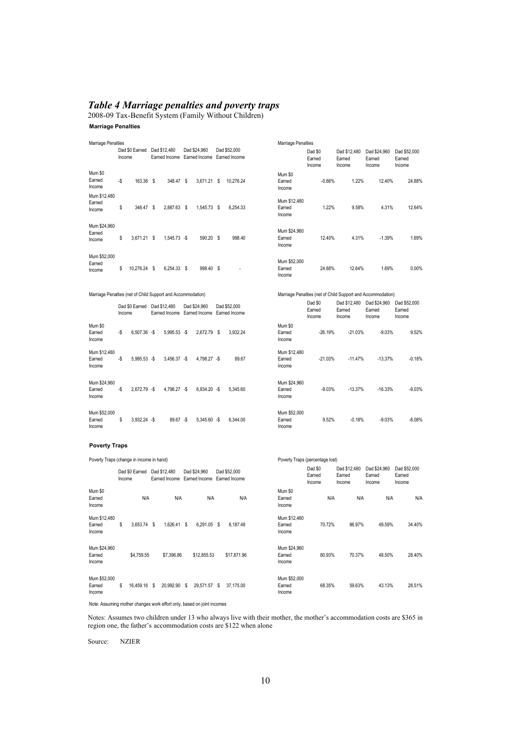## *Table 4 Marriage penalties and poverty traps*

2008-09 Tax-Benefit System (Family Without Children)

**Marriage Penalties**

Marriage Penalties

| | Dad $0 Earned Income | Dad $12,480 Earned Income | Dad $24,960 Earned Income | Dad $52,000 Earned Income |
|---|---|---|---|---|
| Mum $0 Earned Income | -$ 163.36 | $ 348.47 | $ 3,671.21 | $ 10,276.24 |
| Mum $12,480 Earned Income | $ 348.47 | $ 2,887.63 | $ 1,545.73 | $ 6,254.33 |
| Mum $24,960 Earned Income | $ 3,671.21 | $ 1,545.73 | -$ 590.20 | $ 998.40 |
| Mum $52,000 Earned Income | $ 10,276.24 | $ 6,254.33 | $ 998.40 | $ - |

Marriage Penalties

| | Dad $0 Earned Income | Dad $12,480 Earned Income | Dad $24,960 Earned Income | Dad $52,000 Earned Income |
|---|---|---|---|---|
| Mum $0 Earned Income | -0.66% | 1.22% | 12.40% | 24.88% |
| Mum $12,480 Earned Income | 1.22% | 9.58% | 4.31% | 12.64% |
| Mum $24,960 Earned Income | 12.40% | 4.31% | -1.39% | 1.69% |
| Mum $52,000 Earned Income | 24.88% | 12.64% | 1.69% | 0.00% |

Marriage Penalties (net of Child Support and Accommodation)

| | Dad $0 Earned Income | Dad $12,480 Earned Income | Dad $24,960 Earned Income | Dad $52,000 Earned Income |
|---|---|---|---|---|
| Mum $0 Earned Income | -$ 6,507.36 | -$ 5,995.53 | -$ 2,672.79 | $ 3,932.24 |
| Mum $12,480 Earned Income | -$ 5,995.53 | -$ 3,456.37 | -$ 4,798.27 | -$ 89.67 |
| Mum $24,960 Earned Income | -$ 2,672.79 | -$ 4,798.27 | -$ 6,934.20 | -$ 5,345.60 |
| Mum $52,000 Earned Income | $ 3,932.24 | -$ 89.67 | -$ 5,345.60 | -$ 6,344.00 |

Marriage Penalties (net of Child Support and Accommodation)

| | Dad $0 Earned Income | Dad $12,480 Earned Income | Dad $24,960 Earned Income | Dad $52,000 Earned Income |
|---|---|---|---|---|
| Mum $0 Earned Income | -26.19% | -21.03% | -9.03% | 9.52% |
| Mum $12,480 Earned Income | -21.03% | -11.47% | -13.37% | -0.18% |
| Mum $24,960 Earned Income | -9.03% | -13.37% | -16.33% | -9.03% |
| Mum $52,000 Earned Income | 9.52% | -0.18% | -9.03% | -8.08% |

**Poverty Traps**

Poverty Traps (change in income in hand)

| | Dad $0 Earned Income | Dad $12,480 Earned Income | Dad $24,960 Earned Income | Dad $52,000 Earned Income |
|---|---|---|---|---|
| Mum $0 Earned Income | N/A | N/A | N/A | N/A |
| Mum $12,480 Earned Income | $ 3,653.74 | $ 1,626.41 | $ 6,291.05 | $ 8,187.48 |
| Mum $24,960 Earned Income | $4,759.55 | $7,396.86 | $12,855.53 | $17,871.96 |
| Mum $52,000 Earned Income | $ 16,459.16 | $ 20,992.90 | $ 29,571.57 | $ 37,175.00 |

Poverty Traps (percentage lost)

| | Dad $0 Earned Income | Dad $12,480 Earned Income | Dad $24,960 Earned Income | Dad $52,000 Earned Income |
|---|---|---|---|---|
| Mum $0 Earned Income | N/A | N/A | N/A | N/A |
| Mum $12,480 Earned Income | 70.72% | 86.97% | 49.59% | 34.40% |
| Mum $24,960 Earned Income | 80.93% | 70.37% | 48.50% | 28.40% |
| Mum $52,000 Earned Income | 68.35% | 59.63% | 43.13% | 28.51% |

Note: Assuming mother changes work effort only, based on joint incomes

Notes: Assumes two children under 13 who always live with their mother, the mother's accommodation costs are $365 in region one, the father's accommodation costs are $122 when alone

Source: NZIER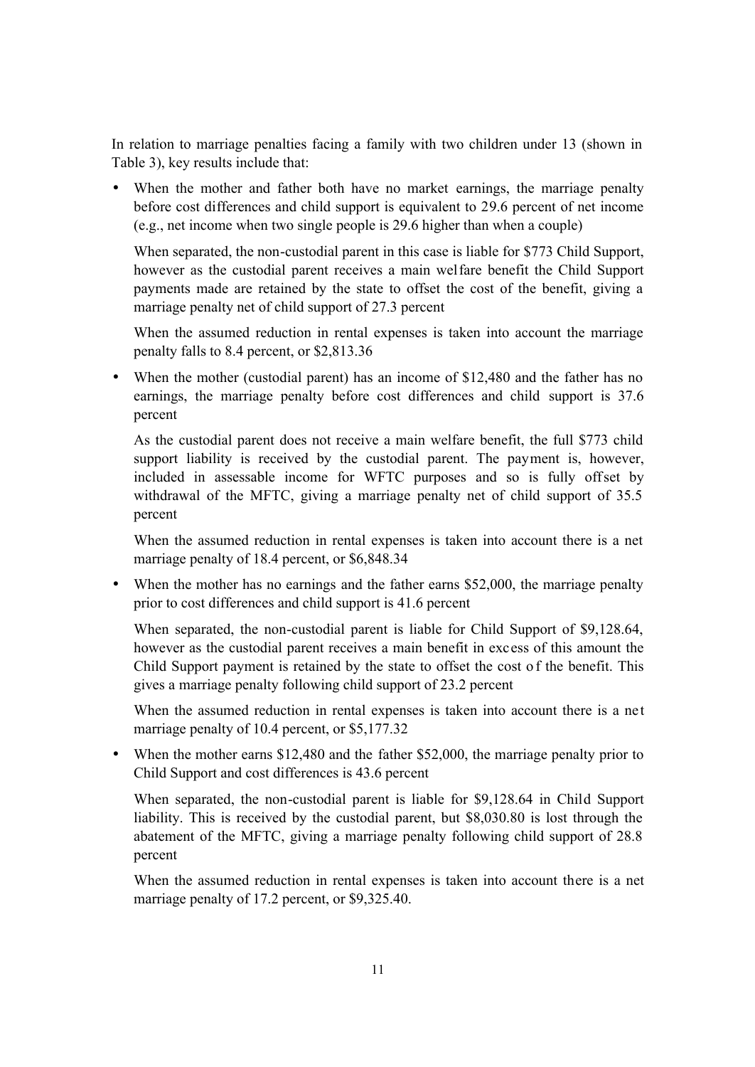In relation to marriage penalties facing a family with two children under 13 (shown in Table 3), key results include that:

- When the mother and father both have no market earnings, the marriage penalty before cost differences and child support is equivalent to 29.6 percent of net income (e.g., net income when two single people is 29.6 higher than when a couple)

  When separated, the non-custodial parent in this case is liable for $773 Child Support, however as the custodial parent receives a main welfare benefit the Child Support payments made are retained by the state to offset the cost of the benefit, giving a marriage penalty net of child support of 27.3 percent

  When the assumed reduction in rental expenses is taken into account the marriage penalty falls to 8.4 percent, or $2,813.36

- When the mother (custodial parent) has an income of $12,480 and the father has no earnings, the marriage penalty before cost differences and child support is 37.6 percent

  As the custodial parent does not receive a main welfare benefit, the full $773 child support liability is received by the custodial parent. The payment is, however, included in assessable income for WFTC purposes and so is fully offset by withdrawal of the MFTC, giving a marriage penalty net of child support of 35.5 percent

  When the assumed reduction in rental expenses is taken into account there is a net marriage penalty of 18.4 percent, or $6,848.34

- When the mother has no earnings and the father earns $52,000, the marriage penalty prior to cost differences and child support is 41.6 percent

  When separated, the non-custodial parent is liable for Child Support of $9,128.64, however as the custodial parent receives a main benefit in excess of this amount the Child Support payment is retained by the state to offset the cost of the benefit. This gives a marriage penalty following child support of 23.2 percent

  When the assumed reduction in rental expenses is taken into account there is a net marriage penalty of 10.4 percent, or $5,177.32

- When the mother earns $12,480 and the father $52,000, the marriage penalty prior to Child Support and cost differences is 43.6 percent

  When separated, the non-custodial parent is liable for $9,128.64 in Child Support liability. This is received by the custodial parent, but $8,030.80 is lost through the abatement of the MFTC, giving a marriage penalty following child support of 28.8 percent

  When the assumed reduction in rental expenses is taken into account there is a net marriage penalty of 17.2 percent, or $9,325.40.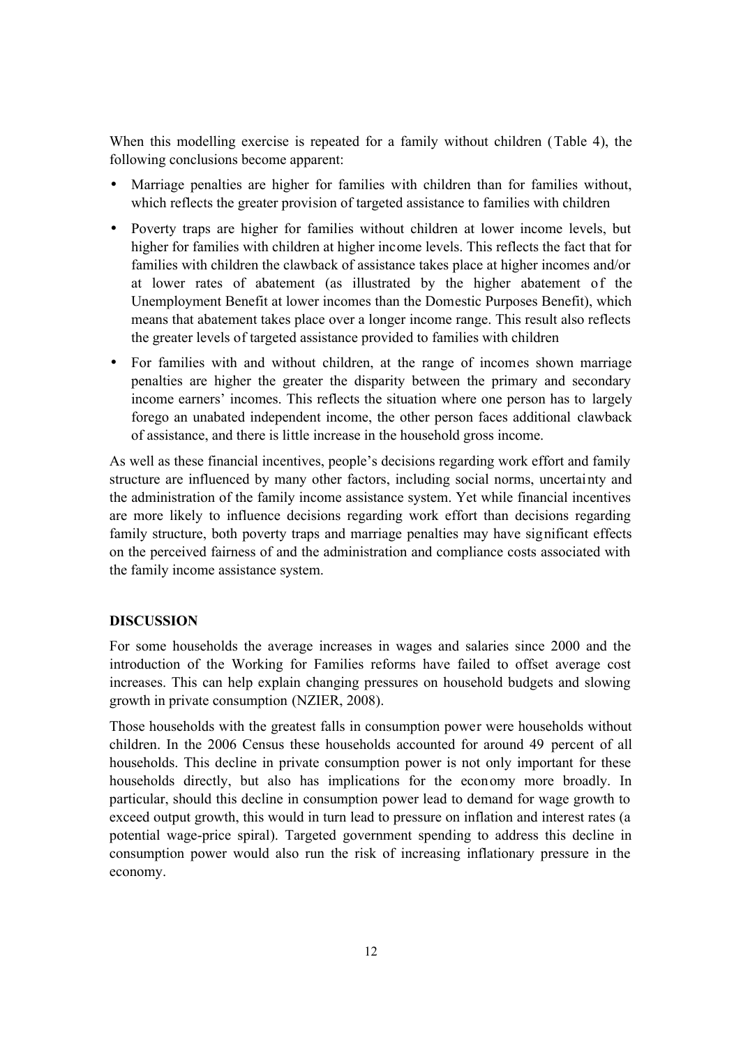When this modelling exercise is repeated for a family without children (Table 4), the following conclusions become apparent:

- Marriage penalties are higher for families with children than for families without, which reflects the greater provision of targeted assistance to families with children
- Poverty traps are higher for families without children at lower income levels, but higher for families with children at higher income levels. This reflects the fact that for families with children the clawback of assistance takes place at higher incomes and/or at lower rates of abatement (as illustrated by the higher abatement of the Unemployment Benefit at lower incomes than the Domestic Purposes Benefit), which means that abatement takes place over a longer income range. This result also reflects the greater levels of targeted assistance provided to families with children
- For families with and without children, at the range of incomes shown marriage penalties are higher the greater the disparity between the primary and secondary income earners' incomes. This reflects the situation where one person has to largely forego an unabated independent income, the other person faces additional clawback of assistance, and there is little increase in the household gross income.

As well as these financial incentives, people's decisions regarding work effort and family structure are influenced by many other factors, including social norms, uncertainty and the administration of the family income assistance system. Yet while financial incentives are more likely to influence decisions regarding work effort than decisions regarding family structure, both poverty traps and marriage penalties may have significant effects on the perceived fairness of and the administration and compliance costs associated with the family income assistance system.

## DISCUSSION

For some households the average increases in wages and salaries since 2000 and the introduction of the Working for Families reforms have failed to offset average cost increases. This can help explain changing pressures on household budgets and slowing growth in private consumption (NZIER, 2008).

Those households with the greatest falls in consumption power were households without children. In the 2006 Census these households accounted for around 49 percent of all households. This decline in private consumption power is not only important for these households directly, but also has implications for the economy more broadly. In particular, should this decline in consumption power lead to demand for wage growth to exceed output growth, this would in turn lead to pressure on inflation and interest rates (a potential wage-price spiral). Targeted government spending to address this decline in consumption power would also run the risk of increasing inflationary pressure in the economy.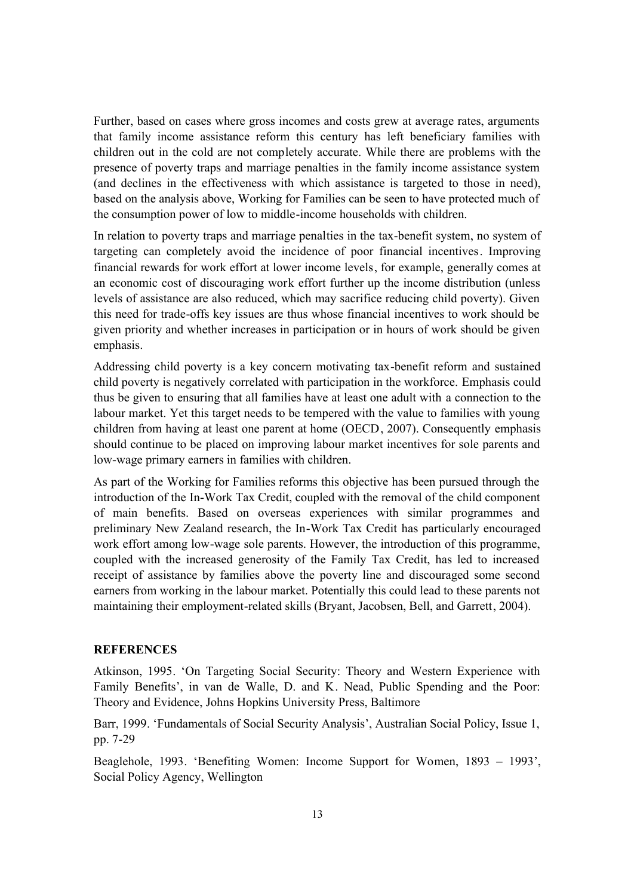Further, based on cases where gross incomes and costs grew at average rates, arguments that family income assistance reform this century has left beneficiary families with children out in the cold are not completely accurate. While there are problems with the presence of poverty traps and marriage penalties in the family income assistance system (and declines in the effectiveness with which assistance is targeted to those in need), based on the analysis above, Working for Families can be seen to have protected much of the consumption power of low to middle-income households with children.

In relation to poverty traps and marriage penalties in the tax-benefit system, no system of targeting can completely avoid the incidence of poor financial incentives. Improving financial rewards for work effort at lower income levels, for example, generally comes at an economic cost of discouraging work effort further up the income distribution (unless levels of assistance are also reduced, which may sacrifice reducing child poverty). Given this need for trade-offs key issues are thus whose financial incentives to work should be given priority and whether increases in participation or in hours of work should be given emphasis.

Addressing child poverty is a key concern motivating tax-benefit reform and sustained child poverty is negatively correlated with participation in the workforce. Emphasis could thus be given to ensuring that all families have at least one adult with a connection to the labour market. Yet this target needs to be tempered with the value to families with young children from having at least one parent at home (OECD, 2007). Consequently emphasis should continue to be placed on improving labour market incentives for sole parents and low-wage primary earners in families with children.

As part of the Working for Families reforms this objective has been pursued through the introduction of the In-Work Tax Credit, coupled with the removal of the child component of main benefits. Based on overseas experiences with similar programmes and preliminary New Zealand research, the In-Work Tax Credit has particularly encouraged work effort among low-wage sole parents. However, the introduction of this programme, coupled with the increased generosity of the Family Tax Credit, has led to increased receipt of assistance by families above the poverty line and discouraged some second earners from working in the labour market. Potentially this could lead to these parents not maintaining their employment-related skills (Bryant, Jacobsen, Bell, and Garrett, 2004).

## REFERENCES

Atkinson, 1995. 'On Targeting Social Security: Theory and Western Experience with Family Benefits', in van de Walle, D. and K. Nead, Public Spending and the Poor: Theory and Evidence, Johns Hopkins University Press, Baltimore

Barr, 1999. 'Fundamentals of Social Security Analysis', Australian Social Policy, Issue 1, pp. 7-29

Beaglehole, 1993. 'Benefiting Women: Income Support for Women, 1893 – 1993', Social Policy Agency, Wellington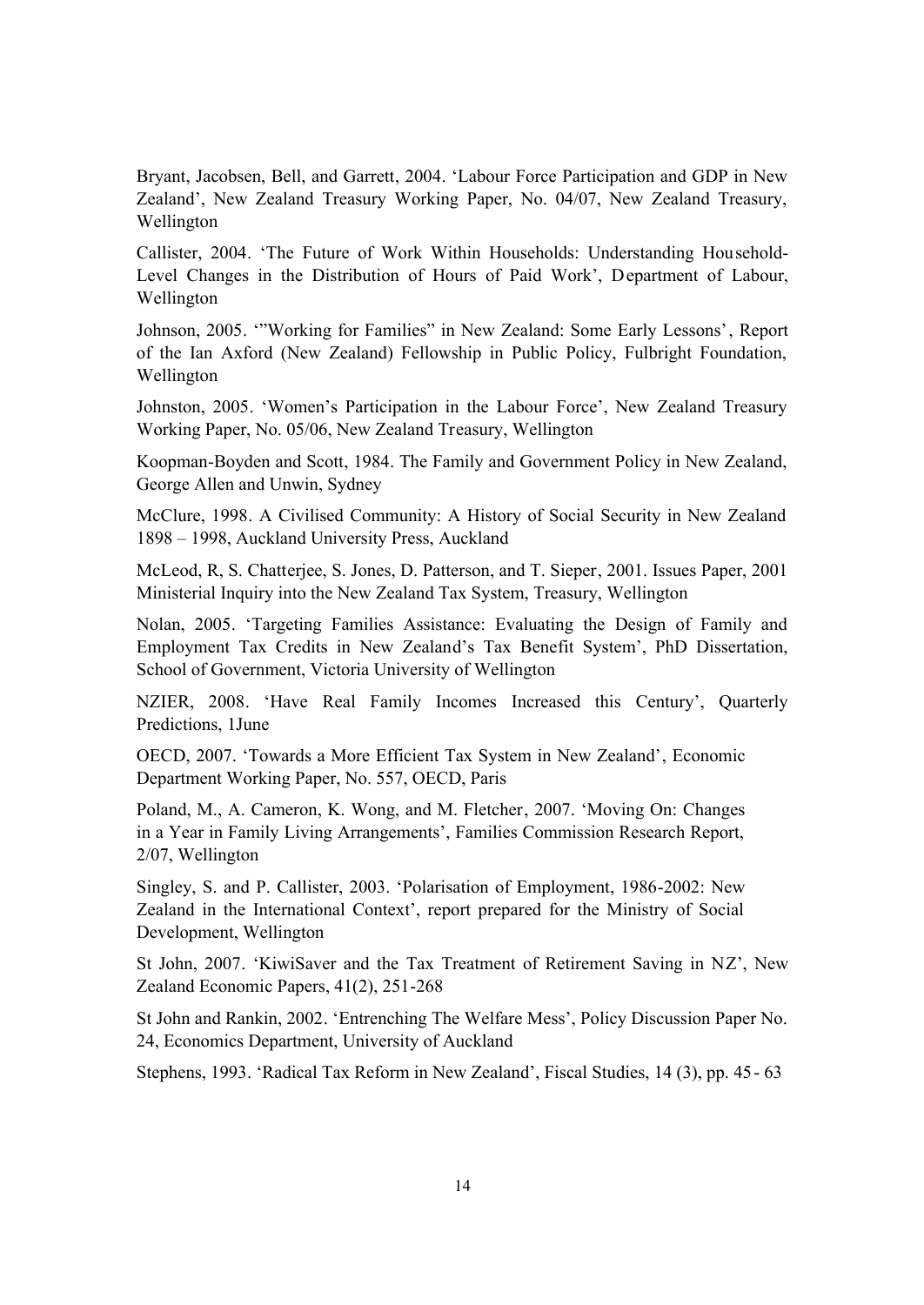Bryant, Jacobsen, Bell, and Garrett, 2004. 'Labour Force Participation and GDP in New Zealand', New Zealand Treasury Working Paper, No. 04/07, New Zealand Treasury, Wellington

Callister, 2004. 'The Future of Work Within Households: Understanding Household-Level Changes in the Distribution of Hours of Paid Work', Department of Labour, Wellington

Johnson, 2005. '"Working for Families" in New Zealand: Some Early Lessons', Report of the Ian Axford (New Zealand) Fellowship in Public Policy, Fulbright Foundation, Wellington

Johnston, 2005. 'Women's Participation in the Labour Force', New Zealand Treasury Working Paper, No. 05/06, New Zealand Treasury, Wellington

Koopman-Boyden and Scott, 1984. The Family and Government Policy in New Zealand, George Allen and Unwin, Sydney

McClure, 1998. A Civilised Community: A History of Social Security in New Zealand 1898 – 1998, Auckland University Press, Auckland

McLeod, R, S. Chatterjee, S. Jones, D. Patterson, and T. Sieper, 2001. Issues Paper, 2001 Ministerial Inquiry into the New Zealand Tax System, Treasury, Wellington

Nolan, 2005. 'Targeting Families Assistance: Evaluating the Design of Family and Employment Tax Credits in New Zealand's Tax Benefit System', PhD Dissertation, School of Government, Victoria University of Wellington

NZIER, 2008. 'Have Real Family Incomes Increased this Century', Quarterly Predictions, 1June

OECD, 2007. 'Towards a More Efficient Tax System in New Zealand', Economic Department Working Paper, No. 557, OECD, Paris

Poland, M., A. Cameron, K. Wong, and M. Fletcher, 2007. 'Moving On: Changes in a Year in Family Living Arrangements', Families Commission Research Report, 2/07, Wellington

Singley, S. and P. Callister, 2003. 'Polarisation of Employment, 1986-2002: New Zealand in the International Context', report prepared for the Ministry of Social Development, Wellington

St John, 2007. 'KiwiSaver and the Tax Treatment of Retirement Saving in NZ', New Zealand Economic Papers, 41(2), 251-268

St John and Rankin, 2002. 'Entrenching The Welfare Mess', Policy Discussion Paper No. 24, Economics Department, University of Auckland

Stephens, 1993. 'Radical Tax Reform in New Zealand', Fiscal Studies, 14 (3), pp. 45- 63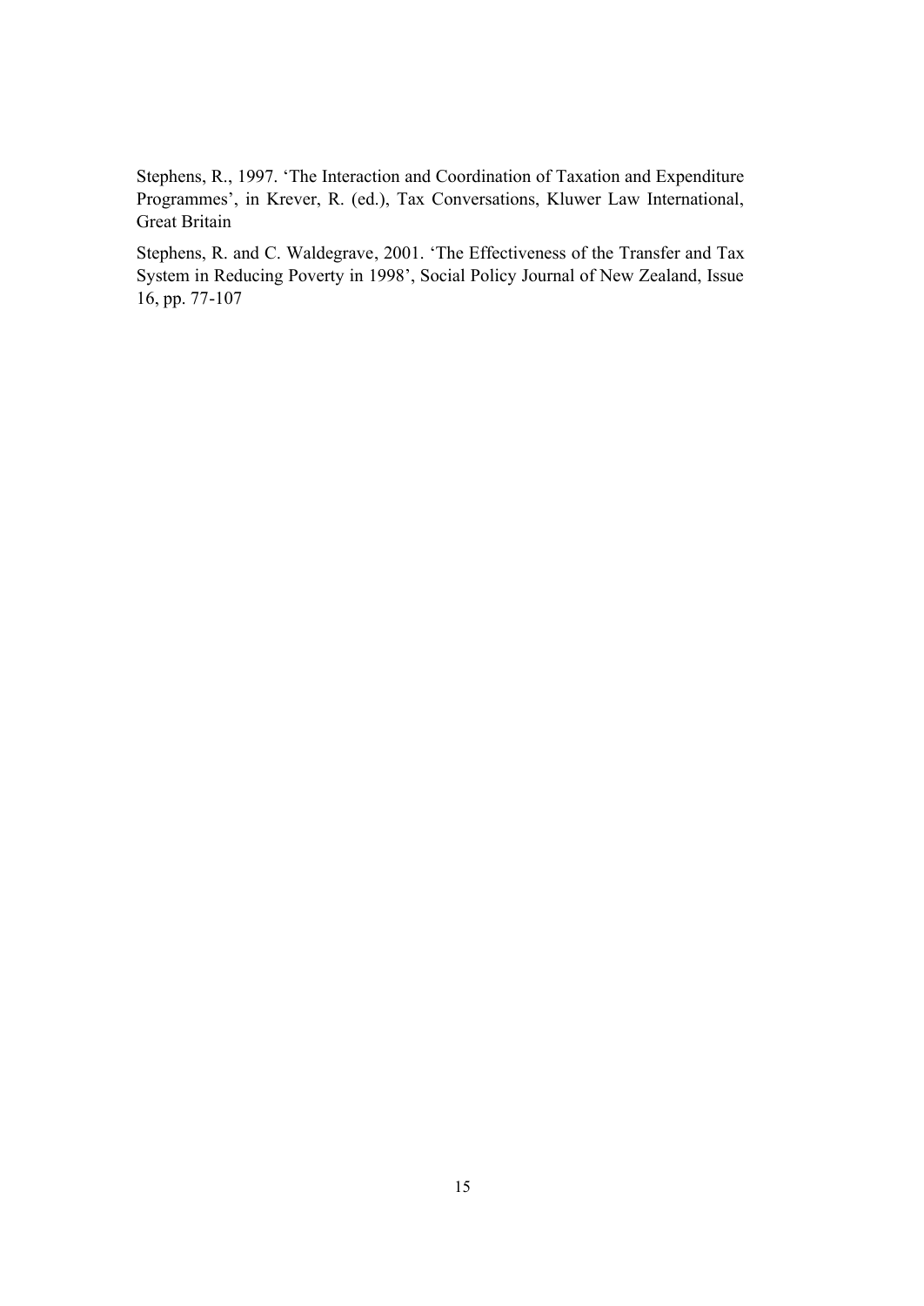Stephens, R., 1997. 'The Interaction and Coordination of Taxation and Expenditure Programmes', in Krever, R. (ed.), Tax Conversations, Kluwer Law International, Great Britain

Stephens, R. and C. Waldegrave, 2001. 'The Effectiveness of the Transfer and Tax System in Reducing Poverty in 1998', Social Policy Journal of New Zealand, Issue 16, pp. 77-107